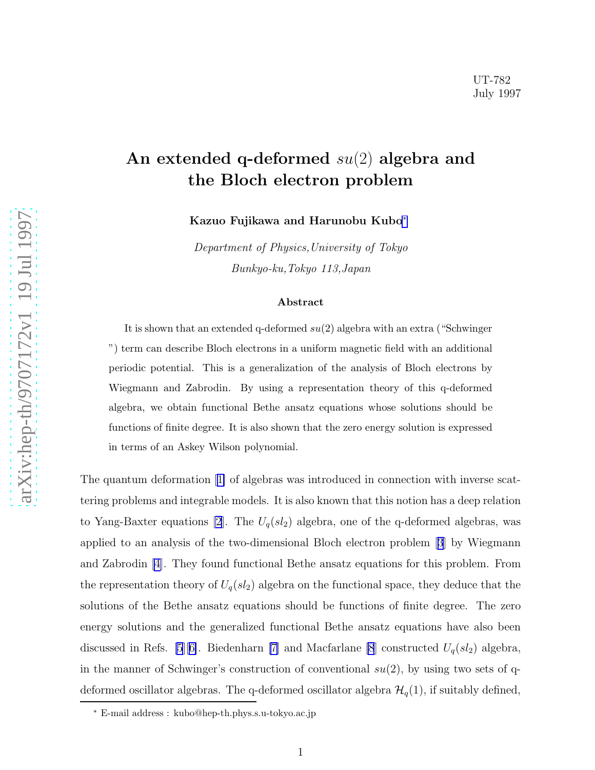UT-782
July 1997

# An extended q-deformed $su(2)$ algebra and the Bloch electron problem

**Kazuo Fujikawa and Harunobu Kubo***

*Department of Physics,University of Tokyo*

*Bunkyo-ku,Tokyo 113,Japan*

### Abstract

It is shown that an extended q-deformed $su(2)$ algebra with an extra ("Schwinger ") term can describe Bloch electrons in a uniform magnetic field with an additional periodic potential. This is a generalization of the analysis of Bloch electrons by Wiegmann and Zabrodin. By using a representation theory of this q-deformed algebra, we obtain functional Bethe ansatz equations whose solutions should be functions of finite degree. It is also shown that the zero energy solution is expressed in terms of an Askey Wilson polynomial.

The quantum deformation [1] of algebras was introduced in connection with inverse scattering problems and integrable models. It is also known that this notion has a deep relation to Yang-Baxter equations [2]. The $U_q(sl_2)$ algebra, one of the q-deformed algebras, was applied to an analysis of the two-dimensional Bloch electron problem [3] by Wiegmann and Zabrodin [4]. They found functional Bethe ansatz equations for this problem. From the representation theory of $U_q(sl_2)$ algebra on the functional space, they deduce that the solutions of the Bethe ansatz equations should be functions of finite degree. The zero energy solutions and the generalized functional Bethe ansatz equations have also been discussed in Refs. [5][6]. Biedenharn [7] and Macfarlane [8] constructed $U_q(sl_2)$ algebra, in the manner of Schwinger's construction of conventional $su(2)$, by using two sets of q-deformed oscillator algebras. The q-deformed oscillator algebra $\mathcal{H}_q(1)$, if suitably defined,

* E-mail address : kubo@hep-th.phys.s.u-tokyo.ac.jp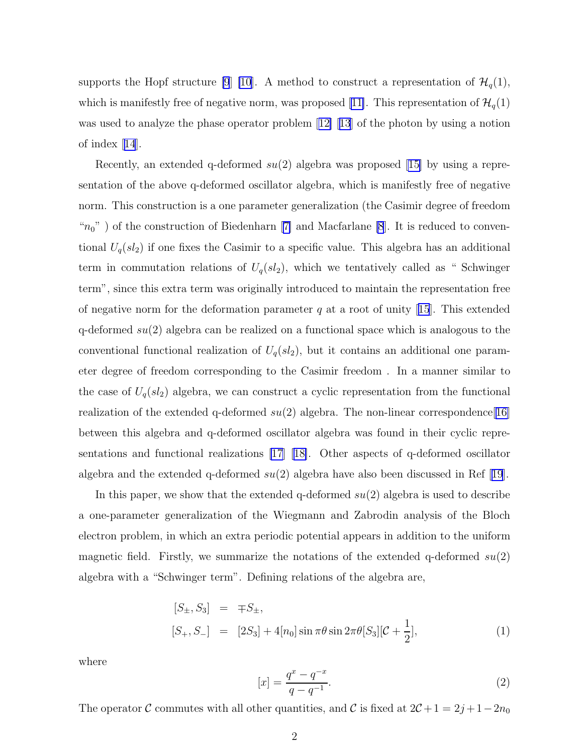supports the Hopf structure [9] [10]. A method to construct a representation of $\mathcal{H}_q(1)$, which is manifestly free of negative norm, was proposed [11]. This representation of $\mathcal{H}_q(1)$ was used to analyze the phase operator problem [12] [13] of the photon by using a notion of index [14].

Recently, an extended q-deformed $su(2)$ algebra was proposed [15] by using a representation of the above q-deformed oscillator algebra, which is manifestly free of negative norm. This construction is a one parameter generalization (the Casimir degree of freedom "$n_0$" ) of the construction of Biedenharn [7] and Macfarlane [8]. It is reduced to conventional $U_q(sl_2)$ if one fixes the Casimir to a specific value. This algebra has an additional term in commutation relations of $U_q(sl_2)$, which we tentatively called as " Schwinger term", since this extra term was originally introduced to maintain the representation free of negative norm for the deformation parameter $q$ at a root of unity [15]. This extended q-deformed $su(2)$ algebra can be realized on a functional space which is analogous to the conventional functional realization of $U_q(sl_2)$, but it contains an additional one parameter degree of freedom corresponding to the Casimir freedom . In a manner similar to the case of $U_q(sl_2)$ algebra, we can construct a cyclic representation from the functional realization of the extended q-deformed $su(2)$ algebra. The non-linear correspondence[16] between this algebra and q-deformed oscillator algebra was found in their cyclic representations and functional realizations [17] [18]. Other aspects of q-deformed oscillator algebra and the extended q-deformed $su(2)$ algebra have also been discussed in Ref [19].

In this paper, we show that the extended q-deformed $su(2)$ algebra is used to describe a one-parameter generalization of the Wiegmann and Zabrodin analysis of the Bloch electron problem, in which an extra periodic potential appears in addition to the uniform magnetic field. Firstly, we summarize the notations of the extended q-deformed $su(2)$ algebra with a "Schwinger term". Defining relations of the algebra are,

$$
\begin{aligned}
[S_\pm, S_3] &= \mp S_\pm, \\
[S_+, S_-] &= [2S_3] + 4[n_0]\sin\pi\theta\sin 2\pi\theta[S_3][\mathcal{C} + \frac{1}{2}],
\end{aligned} \tag{1}
$$

where

$$
[x] = \frac{q^x - q^{-x}}{q - q^{-1}}. \tag{2}
$$

The operator $\mathcal{C}$ commutes with all other quantities, and $\mathcal{C}$ is fixed at $2\mathcal{C}+1 = 2j+1-2n_0$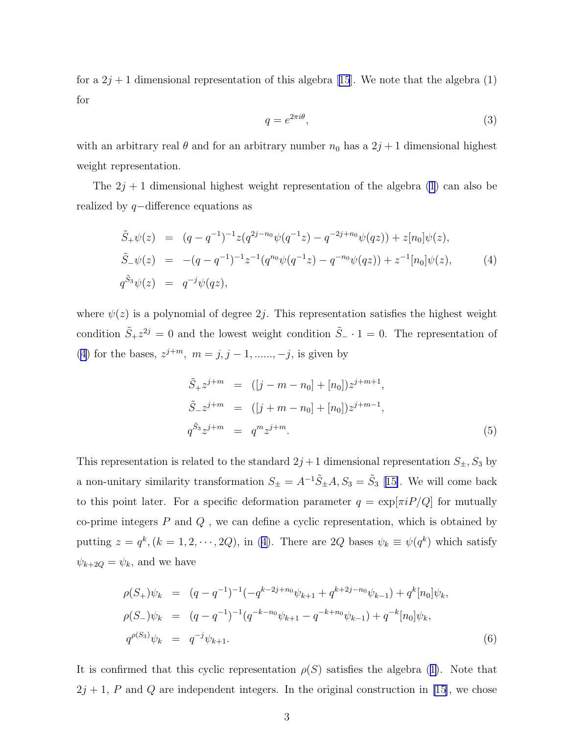for a $2j+1$ dimensional representation of this algebra [15]. We note that the algebra (1) for

$$q = e^{2\pi i\theta}, \tag{3}$$

with an arbitrary real $\theta$ and for an arbitrary number $n_0$ has a $2j+1$ dimensional highest weight representation.

The $2j+1$ dimensional highest weight representation of the algebra (1) can also be realized by $q-$difference equations as

$$\begin{aligned}
\tilde{S}_+\psi(z) &= (q-q^{-1})^{-1}z(q^{2j-n_0}\psi(q^{-1}z) - q^{-2j+n_0}\psi(qz)) + z[n_0]\psi(z), \\
\tilde{S}_-\psi(z) &= -(q-q^{-1})^{-1}z^{-1}(q^{n_0}\psi(q^{-1}z) - q^{-n_0}\psi(qz)) + z^{-1}[n_0]\psi(z), \\
q^{\tilde{S}_3}\psi(z) &= q^{-j}\psi(qz),
\end{aligned} \tag{4}$$

where $\psi(z)$ is a polynomial of degree $2j$. This representation satisfies the highest weight condition $\tilde{S}_+z^{2j} = 0$ and the lowest weight condition $\tilde{S}_- \cdot 1 = 0$. The representation of (4) for the bases, $z^{j+m}$, $m = j, j-1, \ldots\ldots, -j$, is given by

$$\begin{aligned}
\tilde{S}_+z^{j+m} &= ([j-m-n_0] + [n_0])z^{j+m+1}, \\
\tilde{S}_-z^{j+m} &= ([j+m-n_0] + [n_0])z^{j+m-1}, \\
q^{\tilde{S}_3}z^{j+m} &= q^m z^{j+m}.
\end{aligned} \tag{5}$$

This representation is related to the standard $2j+1$ dimensional representation $S_\pm, S_3$ by a non-unitary similarity transformation $S_\pm = A^{-1}\tilde{S}_\pm A, S_3 = \tilde{S}_3$ [15]. We will come back to this point later. For a specific deformation parameter $q = \exp[\pi i P/Q]$ for mutually co-prime integers $P$ and $Q$ , we can define a cyclic representation, which is obtained by putting $z = q^k, (k = 1, 2, \cdots, 2Q)$, in (4). There are $2Q$ bases $\psi_k \equiv \psi(q^k)$ which satisfy $\psi_{k+2Q} = \psi_k$, and we have

$$\begin{aligned}
\rho(S_+)\psi_k &= (q-q^{-1})^{-1}(-q^{k-2j+n_0}\psi_{k+1} + q^{k+2j-n_0}\psi_{k-1}) + q^k[n_0]\psi_k, \\
\rho(S_-)\psi_k &= (q-q^{-1})^{-1}(q^{-k-n_0}\psi_{k+1} - q^{-k+n_0}\psi_{k-1}) + q^{-k}[n_0]\psi_k, \\
q^{\rho(S_3)}\psi_k &= q^{-j}\psi_{k+1}.
\end{aligned} \tag{6}$$

It is confirmed that this cyclic representation $\rho(S)$ satisfies the algebra (1). Note that $2j+1$, $P$ and $Q$ are independent integers. In the original construction in [15], we chose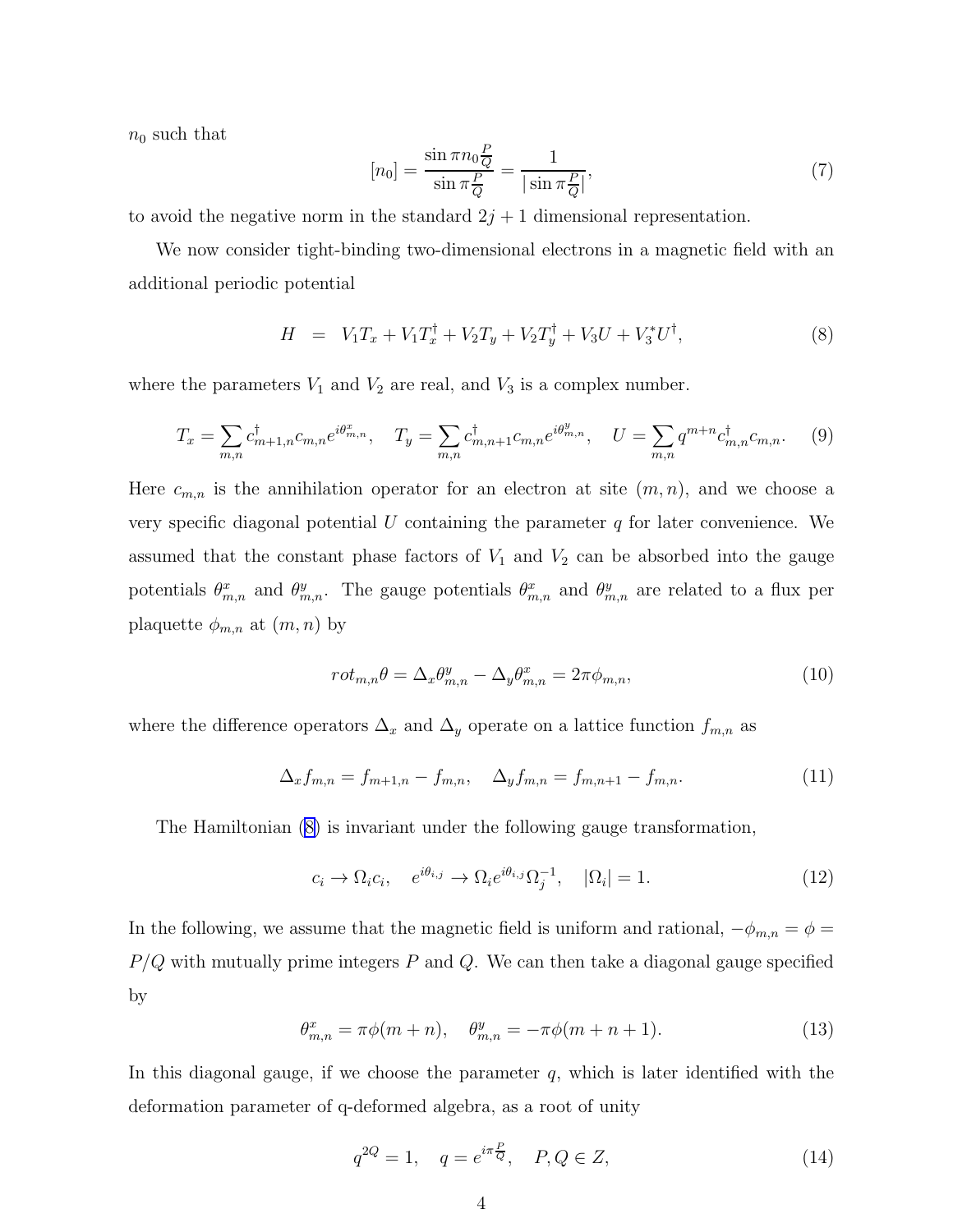$n_0$ such that

$$[n_0] = \frac{\sin \pi n_0 \frac{P}{Q}}{\sin \pi \frac{P}{Q}} = \frac{1}{|\sin \pi \frac{P}{Q}|}, \tag{7}$$

to avoid the negative norm in the standard $2j+1$ dimensional representation.

We now consider tight-binding two-dimensional electrons in a magnetic field with an additional periodic potential

$$H \;\; = \;\; V_1 T_x + V_1 T_x^\dagger + V_2 T_y + V_2 T_y^\dagger + V_3 U + V_3^* U^\dagger, \tag{8}$$

where the parameters $V_1$ and $V_2$ are real, and $V_3$ is a complex number.

$$T_x = \sum_{m,n} c_{m+1,n}^\dagger c_{m,n} e^{i\theta^x_{m,n}}, \quad T_y = \sum_{m,n} c_{m,n+1}^\dagger c_{m,n} e^{i\theta^y_{m,n}}, \quad U = \sum_{m,n} q^{m+n} c_{m,n}^\dagger c_{m,n}. \tag{9}$$

Here $c_{m,n}$ is the annihilation operator for an electron at site $(m,n)$, and we choose a very specific diagonal potential $U$ containing the parameter $q$ for later convenience. We assumed that the constant phase factors of $V_1$ and $V_2$ can be absorbed into the gauge potentials $\theta^x_{m,n}$ and $\theta^y_{m,n}$. The gauge potentials $\theta^x_{m,n}$ and $\theta^y_{m,n}$ are related to a flux per plaquette $\phi_{m,n}$ at $(m,n)$ by

$$rot_{m,n}\theta = \Delta_x \theta^y_{m,n} - \Delta_y \theta^x_{m,n} = 2\pi\phi_{m,n}, \tag{10}$$

where the difference operators $\Delta_x$ and $\Delta_y$ operate on a lattice function $f_{m,n}$ as

$$\Delta_x f_{m,n} = f_{m+1,n} - f_{m,n}, \quad \Delta_y f_{m,n} = f_{m,n+1} - f_{m,n}. \tag{11}$$

The Hamiltonian (8) is invariant under the following gauge transformation,

$$c_i \to \Omega_i c_i, \quad e^{i\theta_{i,j}} \to \Omega_i e^{i\theta_{i,j}} \Omega_j^{-1}, \quad |\Omega_i| = 1. \tag{12}$$

In the following, we assume that the magnetic field is uniform and rational, $-\phi_{m,n} = \phi = P/Q$ with mutually prime integers $P$ and $Q$. We can then take a diagonal gauge specified by

$$\theta^x_{m,n} = \pi\phi(m+n), \quad \theta^y_{m,n} = -\pi\phi(m+n+1). \tag{13}$$

In this diagonal gauge, if we choose the parameter $q$, which is later identified with the deformation parameter of q-deformed algebra, as a root of unity

$$q^{2Q} = 1, \quad q = e^{i\pi\frac{P}{Q}}, \quad P, Q \in Z, \tag{14}$$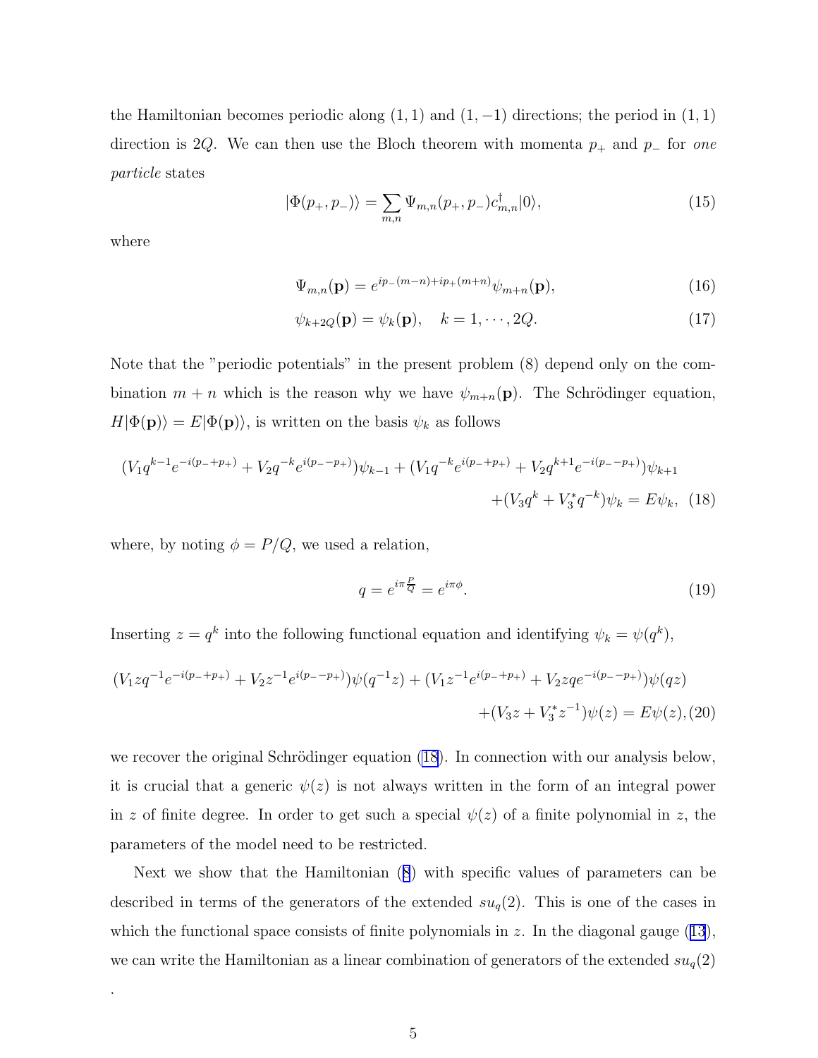the Hamiltonian becomes periodic along $(1, 1)$ and $(1, -1)$ directions; the period in $(1, 1)$ direction is $2Q$. We can then use the Bloch theorem with momenta $p_+$ and $p_-$ for *one particle* states

$$|\Phi(p_+, p_-)\rangle = \sum_{m,n} \Psi_{m,n}(p_+, p_-) c^\dagger_{m,n}|0\rangle, \tag{15}$$

where

$$\Psi_{m,n}(\mathbf{p}) = e^{ip_-(m-n)+ip_+(m+n)}\psi_{m+n}(\mathbf{p}), \tag{16}$$

$$\psi_{k+2Q}(\mathbf{p}) = \psi_k(\mathbf{p}), \quad k = 1, \cdots, 2Q. \tag{17}$$

Note that the "periodic potentials" in the present problem (8) depend only on the combination $m + n$ which is the reason why we have $\psi_{m+n}(\mathbf{p})$. The Schrödinger equation, $H|\Phi(\mathbf{p})\rangle = E|\Phi(\mathbf{p})\rangle$, is written on the basis $\psi_k$ as follows

$$(V_1 q^{k-1} e^{-i(p_- + p_+)} + V_2 q^{-k} e^{i(p_- - p_+)})\psi_{k-1} + (V_1 q^{-k} e^{i(p_- + p_+)} + V_2 q^{k+1} e^{-i(p_- - p_+)})\psi_{k+1}$$
$$+ (V_3 q^k + V_3^* q^{-k})\psi_k = E\psi_k, \tag{18}$$

where, by noting $\phi = P/Q$, we used a relation,

$$q = e^{i\pi\frac{P}{Q}} = e^{i\pi\phi}. \tag{19}$$

Inserting $z = q^k$ into the following functional equation and identifying $\psi_k = \psi(q^k)$,

$$(V_1 z q^{-1} e^{-i(p_- + p_+)} + V_2 z^{-1} e^{i(p_- - p_+)})\psi(q^{-1}z) + (V_1 z^{-1} e^{i(p_- + p_+)} + V_2 z q e^{-i(p_- - p_+)})\psi(qz)$$
$$+ (V_3 z + V_3^* z^{-1})\psi(z) = E\psi(z), \tag{20}$$

we recover the original Schrödinger equation (18). In connection with our analysis below, it is crucial that a generic $\psi(z)$ is not always written in the form of an integral power in $z$ of finite degree. In order to get such a special $\psi(z)$ of a finite polynomial in $z$, the parameters of the model need to be restricted.

Next we show that the Hamiltonian (8) with specific values of parameters can be described in terms of the generators of the extended $su_q(2)$. This is one of the cases in which the functional space consists of finite polynomials in $z$. In the diagonal gauge (13), we can write the Hamiltonian as a linear combination of generators of the extended $su_q(2)$

.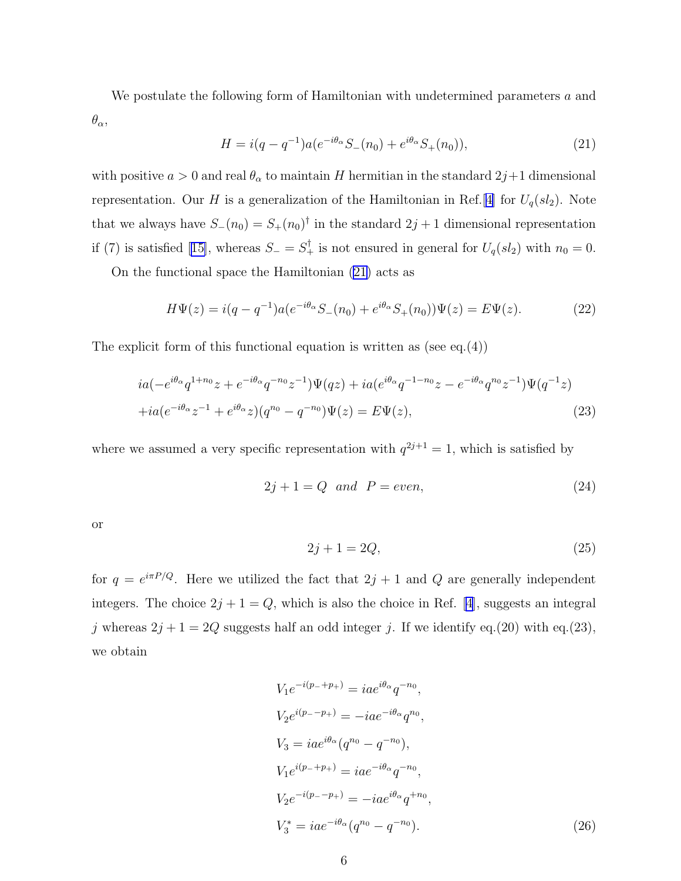We postulate the following form of Hamiltonian with undetermined parameters $a$ and $\theta_\alpha$,

$$H = i(q - q^{-1})a(e^{-i\theta_\alpha} S_-(n_0) + e^{i\theta_\alpha} S_+(n_0)), \tag{21}$$

with positive $a > 0$ and real $\theta_\alpha$ to maintain $H$ hermitian in the standard $2j+1$ dimensional representation. Our $H$ is a generalization of the Hamiltonian in Ref.[4] for $U_q(sl_2)$. Note that we always have $S_-(n_0) = S_+(n_0)^\dagger$ in the standard $2j+1$ dimensional representation if (7) is satisfied [15], whereas $S_- = S_+^\dagger$ is not ensured in general for $U_q(sl_2)$ with $n_0 = 0$.

On the functional space the Hamiltonian (21) acts as

$$H\Psi(z) = i(q - q^{-1})a(e^{-i\theta_\alpha} S_-(n_0) + e^{i\theta_\alpha} S_+(n_0))\Psi(z) = E\Psi(z). \tag{22}$$

The explicit form of this functional equation is written as (see eq.(4))

$$\begin{aligned} &ia(-e^{i\theta_\alpha} q^{1+n_0} z + e^{-i\theta_\alpha} q^{-n_0} z^{-1})\Psi(qz) + ia(e^{i\theta_\alpha} q^{-1-n_0} z - e^{-i\theta_\alpha} q^{n_0} z^{-1})\Psi(q^{-1}z) \\ &+ ia(e^{-i\theta_\alpha} z^{-1} + e^{i\theta_\alpha} z)(q^{n_0} - q^{-n_0})\Psi(z) = E\Psi(z), \end{aligned} \tag{23}$$

where we assumed a very specific representation with $q^{2j+1} = 1$, which is satisfied by

$$2j + 1 = Q \quad and \quad P = even, \tag{24}$$

or

$$2j + 1 = 2Q, \tag{25}$$

for $q = e^{i\pi P/Q}$. Here we utilized the fact that $2j + 1$ and $Q$ are generally independent integers. The choice $2j + 1 = Q$, which is also the choice in Ref. [4], suggests an integral $j$ whereas $2j + 1 = 2Q$ suggests half an odd integer $j$. If we identify eq.(20) with eq.(23), we obtain

$$\begin{aligned} V_1 e^{-i(p_- + p_+)} &= iae^{i\theta_\alpha} q^{-n_0}, \\ V_2 e^{i(p_- - p_+)} &= -iae^{-i\theta_\alpha} q^{n_0}, \\ V_3 &= iae^{i\theta_\alpha}(q^{n_0} - q^{-n_0}), \\ V_1 e^{i(p_- + p_+)} &= iae^{-i\theta_\alpha} q^{-n_0}, \\ V_2 e^{-i(p_- - p_+)} &= -iae^{i\theta_\alpha} q^{+n_0}, \\ V_3^* &= iae^{-i\theta_\alpha}(q^{n_0} - q^{-n_0}). \end{aligned} \tag{26}$$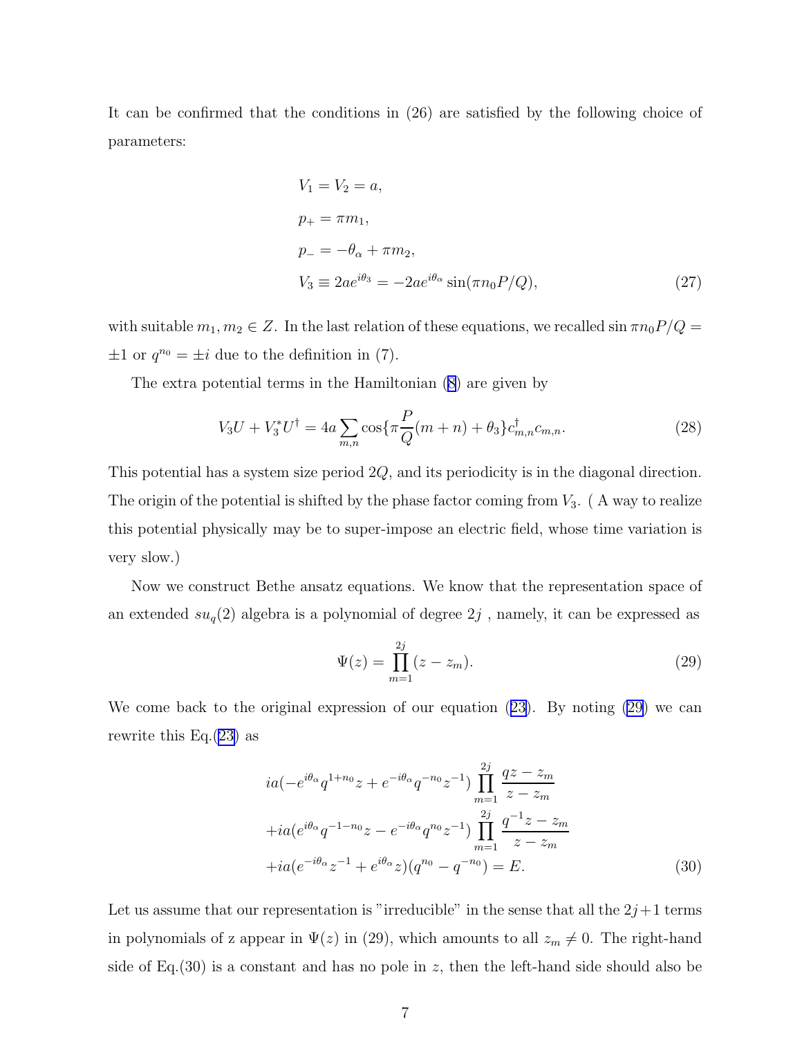It can be confirmed that the conditions in (26) are satisfied by the following choice of parameters:

$$
\begin{aligned}
&V_1 = V_2 = a, \\
&p_+ = \pi m_1, \\
&p_- = -\theta_\alpha + \pi m_2, \\
&V_3 \equiv 2ae^{i\theta_3} = -2ae^{i\theta_\alpha}\sin(\pi n_0 P/Q),
\end{aligned} \tag{27}
$$

with suitable $m_1, m_2 \in Z$. In the last relation of these equations, we recalled $\sin \pi n_0 P/Q = \pm 1$ or $q^{n_0} = \pm i$ due to the definition in (7).

The extra potential terms in the Hamiltonian (8) are given by

$$
V_3 U + V_3^* U^\dagger = 4a \sum_{m,n} \cos\{\pi \frac{P}{Q}(m+n) + \theta_3\} c^\dagger_{m,n} c_{m,n}. \tag{28}
$$

This potential has a system size period $2Q$, and its periodicity is in the diagonal direction. The origin of the potential is shifted by the phase factor coming from $V_3$. ( A way to realize this potential physically may be to super-impose an electric field, whose time variation is very slow.)

Now we construct Bethe ansatz equations. We know that the representation space of an extended $su_q(2)$ algebra is a polynomial of degree $2j$ , namely, it can be expressed as

$$
\Psi(z) = \prod_{m=1}^{2j} (z - z_m). \tag{29}
$$

We come back to the original expression of our equation (23). By noting (29) we can rewrite this Eq.(23) as

$$
\begin{aligned}
&ia(-e^{i\theta_\alpha} q^{1+n_0} z + e^{-i\theta_\alpha} q^{-n_0} z^{-1}) \prod_{m=1}^{2j} \frac{qz - z_m}{z - z_m} \\
&+ia(e^{i\theta_\alpha} q^{-1-n_0} z - e^{-i\theta_\alpha} q^{n_0} z^{-1}) \prod_{m=1}^{2j} \frac{q^{-1}z - z_m}{z - z_m} \\
&+ia(e^{-i\theta_\alpha} z^{-1} + e^{i\theta_\alpha} z)(q^{n_0} - q^{-n_0}) = E.
\end{aligned} \tag{30}
$$

Let us assume that our representation is "irreducible" in the sense that all the $2j+1$ terms in polynomials of z appear in $\Psi(z)$ in (29), which amounts to all $z_m \neq 0$. The right-hand side of Eq.(30) is a constant and has no pole in $z$, then the left-hand side should also be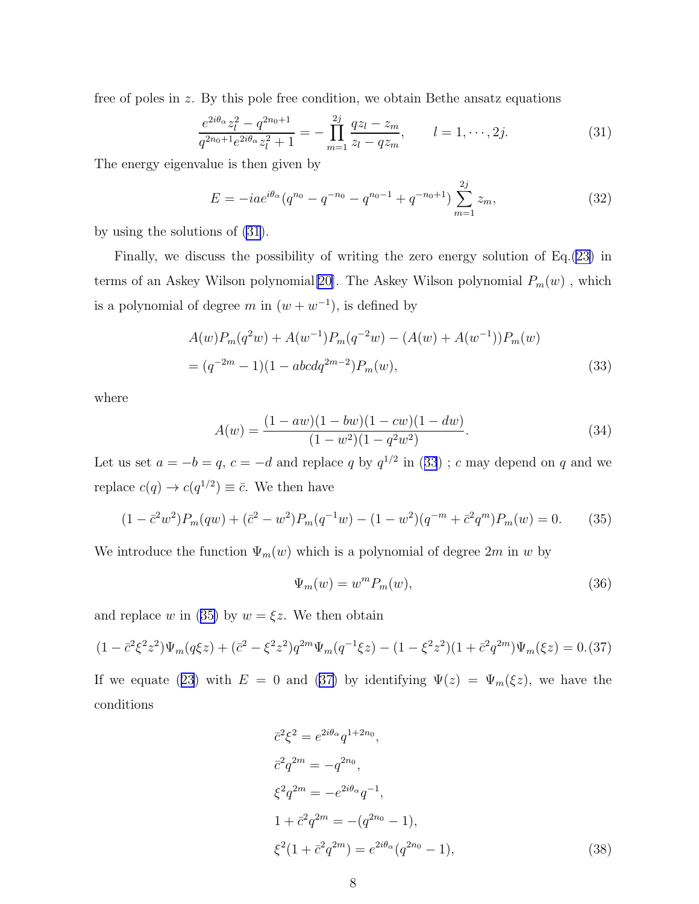free of poles in $z$. By this pole free condition, we obtain Bethe ansatz equations

$$\frac{e^{2i\theta_\alpha} z_l^2 - q^{2n_0+1}}{q^{2n_0+1} e^{2i\theta_\alpha} z_l^2 + 1} = -\prod_{m=1}^{2j} \frac{q z_l - z_m}{z_l - q z_m}, \qquad l = 1, \cdots, 2j. \tag{31}$$

The energy eigenvalue is then given by

$$E = -iae^{i\theta_\alpha}(q^{n_0} - q^{-n_0} - q^{n_0-1} + q^{-n_0+1}) \sum_{m=1}^{2j} z_m, \tag{32}$$

by using the solutions of (31).

Finally, we discuss the possibility of writing the zero energy solution of Eq.(23) in terms of an Askey Wilson polynomial[20]. The Askey Wilson polynomial $P_m(w)$ , which is a polynomial of degree $m$ in $(w + w^{-1})$, is defined by

$$\begin{aligned} &A(w)P_m(q^2 w) + A(w^{-1})P_m(q^{-2} w) - (A(w) + A(w^{-1}))P_m(w) \\ &= (q^{-2m} - 1)(1 - abcdq^{2m-2})P_m(w), \end{aligned} \tag{33}$$

where

$$A(w) = \frac{(1 - aw)(1 - bw)(1 - cw)(1 - dw)}{(1 - w^2)(1 - q^2 w^2)}. \tag{34}$$

Let us set $a = -b = q$, $c = -d$ and replace $q$ by $q^{1/2}$ in (33) ; $c$ may depend on $q$ and we replace $c(q) \rightarrow c(q^{1/2}) \equiv \bar{c}$. We then have

$$(1 - \bar{c}^2 w^2)P_m(qw) + (\bar{c}^2 - w^2)P_m(q^{-1} w) - (1 - w^2)(q^{-m} + \bar{c}^2 q^m)P_m(w) = 0. \tag{35}$$

We introduce the function $\Psi_m(w)$ which is a polynomial of degree $2m$ in $w$ by

$$\Psi_m(w) = w^m P_m(w), \tag{36}$$

and replace $w$ in (35) by $w = \xi z$. We then obtain

$$(1 - \bar{c}^2 \xi^2 z^2)\Psi_m(q\xi z) + (\bar{c}^2 - \xi^2 z^2)q^{2m}\Psi_m(q^{-1}\xi z) - (1 - \xi^2 z^2)(1 + \bar{c}^2 q^{2m})\Psi_m(\xi z) = 0. \tag{37}$$

If we equate (23) with $E = 0$ and (37) by identifying $\Psi(z) = \Psi_m(\xi z)$, we have the conditions

$$\begin{aligned} &\bar{c}^2 \xi^2 = e^{2i\theta_\alpha} q^{1+2n_0}, \\ &\bar{c}^2 q^{2m} = -q^{2n_0}, \\ &\xi^2 q^{2m} = -e^{2i\theta_\alpha} q^{-1}, \\ &1 + \bar{c}^2 q^{2m} = -(q^{2n_0} - 1), \\ &\xi^2(1 + \bar{c}^2 q^{2m}) = e^{2i\theta_\alpha}(q^{2n_0} - 1), \end{aligned} \tag{38}$$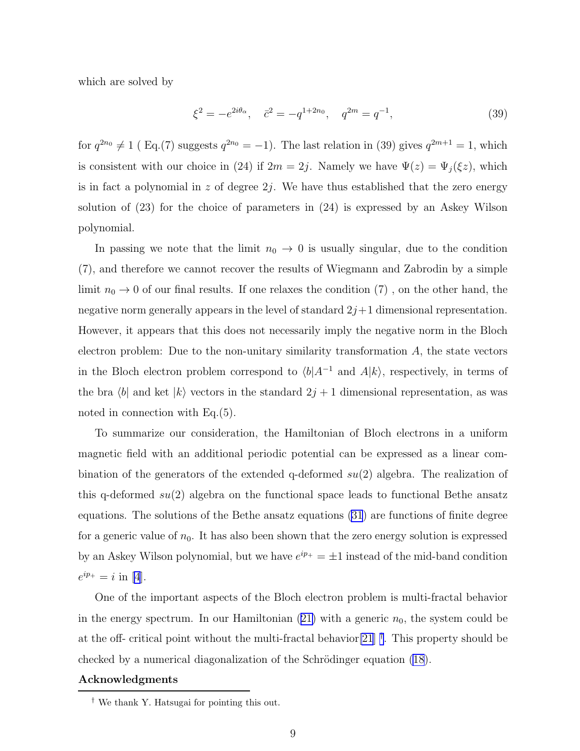which are solved by

$$\xi^2 = -e^{2i\theta_\alpha}, \quad \bar{c}^2 = -q^{1+2n_0}, \quad q^{2m} = q^{-1}, \tag{39}$$

for $q^{2n_0} \neq 1$ ( Eq.(7) suggests $q^{2n_0} = -1$). The last relation in (39) gives $q^{2m+1} = 1$, which is consistent with our choice in (24) if $2m = 2j$. Namely we have $\Psi(z) = \Psi_j(\xi z)$, which is in fact a polynomial in $z$ of degree $2j$. We have thus established that the zero energy solution of (23) for the choice of parameters in (24) is expressed by an Askey Wilson polynomial.

In passing we note that the limit $n_0 \to 0$ is usually singular, due to the condition (7), and therefore we cannot recover the results of Wiegmann and Zabrodin by a simple limit $n_0 \to 0$ of our final results. If one relaxes the condition (7) , on the other hand, the negative norm generally appears in the level of standard $2j+1$ dimensional representation. However, it appears that this does not necessarily imply the negative norm in the Bloch electron problem: Due to the non-unitary similarity transformation $A$, the state vectors in the Bloch electron problem correspond to $\langle b|A^{-1}$ and $A|k\rangle$, respectively, in terms of the bra $\langle b|$ and ket $|k\rangle$ vectors in the standard $2j+1$ dimensional representation, as was noted in connection with Eq.(5).

To summarize our consideration, the Hamiltonian of Bloch electrons in a uniform magnetic field with an additional periodic potential can be expressed as a linear combination of the generators of the extended q-deformed $su(2)$ algebra. The realization of this q-deformed $su(2)$ algebra on the functional space leads to functional Bethe ansatz equations. The solutions of the Bethe ansatz equations (31) are functions of finite degree for a generic value of $n_0$. It has also been shown that the zero energy solution is expressed by an Askey Wilson polynomial, but we have $e^{ip_+} = \pm 1$ instead of the mid-band condition $e^{ip_+} = i$ in [4].

One of the important aspects of the Bloch electron problem is multi-fractal behavior in the energy spectrum. In our Hamiltonian (21) with a generic $n_0$, the system could be at the off- critical point without the multi-fractal behavior[21] †. This property should be checked by a numerical diagonalization of the Schrödinger equation (18).

## Acknowledgments

† We thank Y. Hatsugai for pointing this out.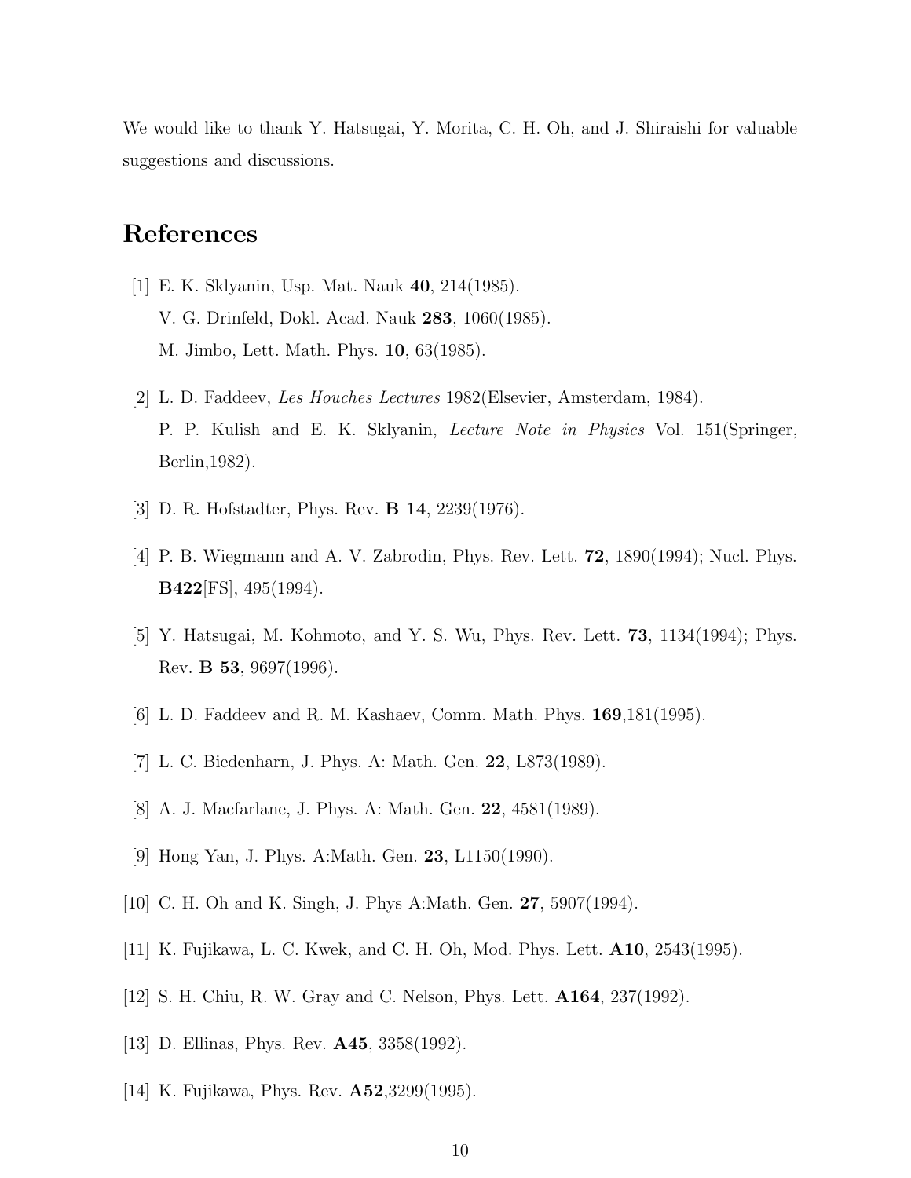We would like to thank Y. Hatsugai, Y. Morita, C. H. Oh, and J. Shiraishi for valuable suggestions and discussions.

# References

[1] E. K. Sklyanin, Usp. Mat. Nauk **40**, 214(1985).
V. G. Drinfeld, Dokl. Acad. Nauk **283**, 1060(1985).
M. Jimbo, Lett. Math. Phys. **10**, 63(1985).

[2] L. D. Faddeev, *Les Houches Lectures* 1982(Elsevier, Amsterdam, 1984).
P. P. Kulish and E. K. Sklyanin, *Lecture Note in Physics* Vol. 151(Springer, Berlin,1982).

[3] D. R. Hofstadter, Phys. Rev. **B 14**, 2239(1976).

[4] P. B. Wiegmann and A. V. Zabrodin, Phys. Rev. Lett. **72**, 1890(1994); Nucl. Phys. **B422**[FS], 495(1994).

[5] Y. Hatsugai, M. Kohmoto, and Y. S. Wu, Phys. Rev. Lett. **73**, 1134(1994); Phys. Rev. **B 53**, 9697(1996).

[6] L. D. Faddeev and R. M. Kashaev, Comm. Math. Phys. **169**,181(1995).

[7] L. C. Biedenharn, J. Phys. A: Math. Gen. **22**, L873(1989).

[8] A. J. Macfarlane, J. Phys. A: Math. Gen. **22**, 4581(1989).

[9] Hong Yan, J. Phys. A:Math. Gen. **23**, L1150(1990).

[10] C. H. Oh and K. Singh, J. Phys A:Math. Gen. **27**, 5907(1994).

[11] K. Fujikawa, L. C. Kwek, and C. H. Oh, Mod. Phys. Lett. **A10**, 2543(1995).

[12] S. H. Chiu, R. W. Gray and C. Nelson, Phys. Lett. **A164**, 237(1992).

[13] D. Ellinas, Phys. Rev. **A45**, 3358(1992).

[14] K. Fujikawa, Phys. Rev. **A52**,3299(1995).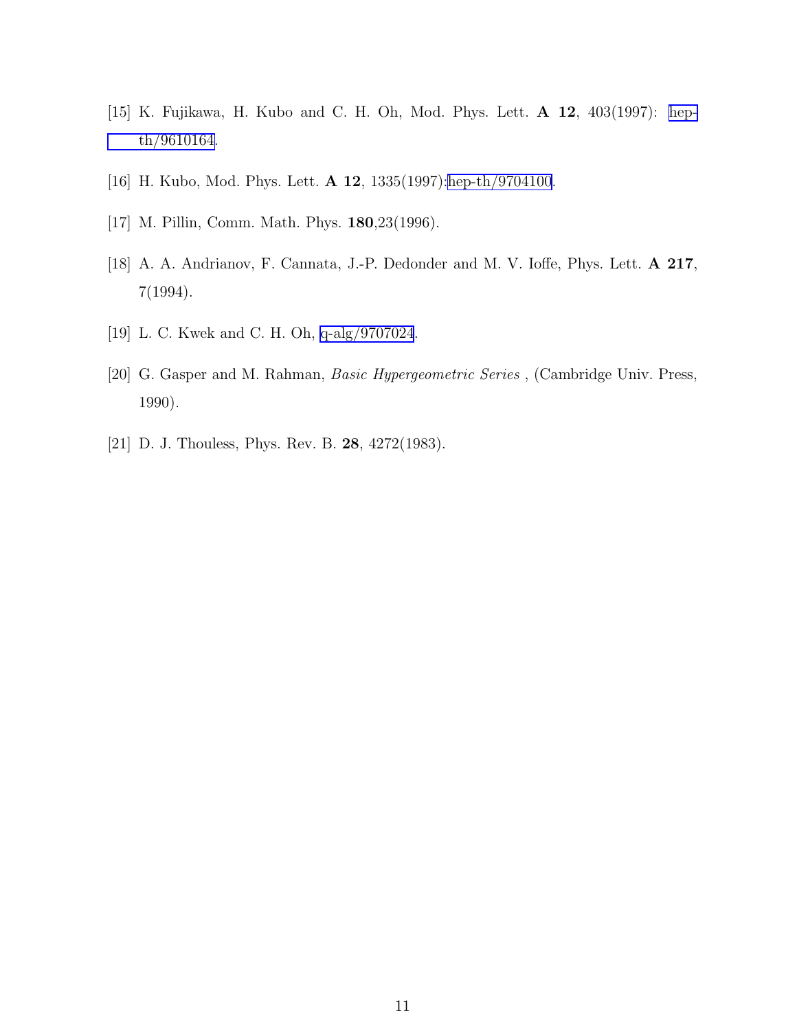[15] K. Fujikawa, H. Kubo and C. H. Oh, Mod. Phys. Lett. **A 12**, 403(1997): hep-th/9610164.

[16] H. Kubo, Mod. Phys. Lett. **A 12**, 1335(1997):hep-th/9704100.

[17] M. Pillin, Comm. Math. Phys. **180**,23(1996).

[18] A. A. Andrianov, F. Cannata, J.-P. Dedonder and M. V. Ioffe, Phys. Lett. **A 217**, 7(1994).

[19] L. C. Kwek and C. H. Oh, q-alg/9707024.

[20] G. Gasper and M. Rahman, *Basic Hypergeometric Series* , (Cambridge Univ. Press, 1990).

[21] D. J. Thouless, Phys. Rev. B. **28**, 4272(1983).